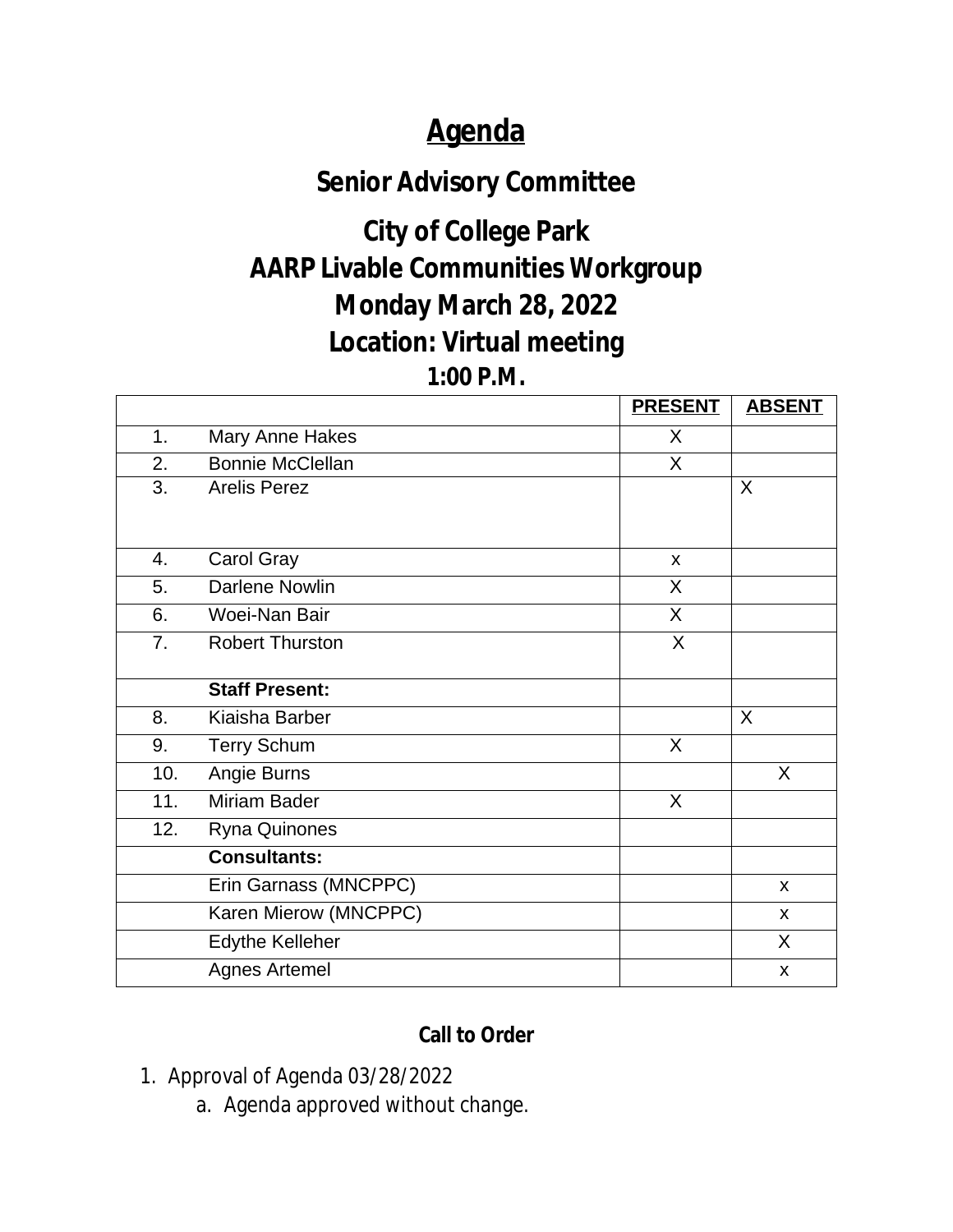# Agenda

## Senior Advisory Committee

## City of College Park
## AARP Livable Communities Workgroup
## Monday March 28, 2022
## Location: Virtual meeting
## 1:00 P.M.

| | | PRESENT | ABSENT |
|---|---|---|---|
| 1. | Mary Anne Hakes | X | |
| 2. | Bonnie McClellan | X | |
| 3. | Arelis Perez | | X |
| 4. | Carol Gray | x | |
| 5. | Darlene Nowlin | X | |
| 6. | Woei-Nan Bair | X | |
| 7. | Robert Thurston | X | |
| | **Staff Present:** | | |
| 8. | Kiaisha Barber | | X |
| 9. | Terry Schum | X | |
| 10. | Angie Burns | | X |
| 11. | Miriam Bader | X | |
| 12. | Ryna Quinones | | |
| | **Consultants:** | | |
| | Erin Garnass (MNCPPC) | | x |
| | Karen Mierow (MNCPPC) | | x |
| | Edythe Kelleher | | X |
| | Agnes Artemel | | x |

**Call to Order**

1. Approval of Agenda 03/28/2022
   a. Agenda approved without change.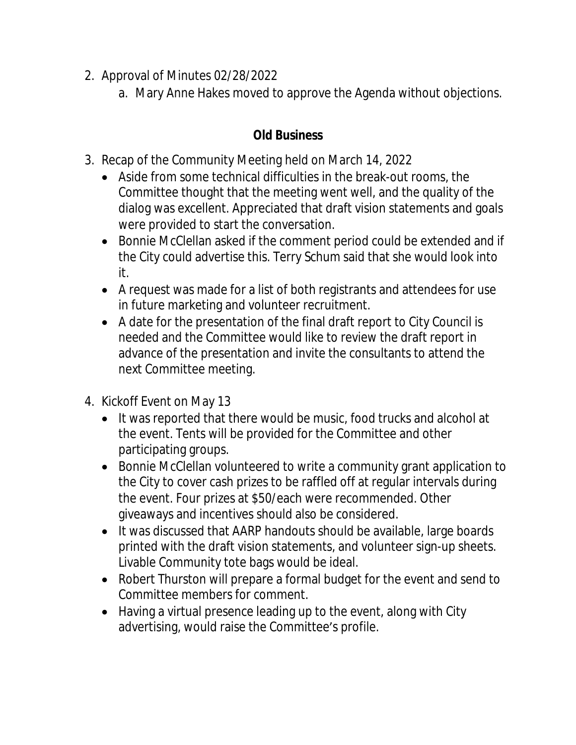2. Approval of Minutes 02/28/2022
    a. Mary Anne Hakes moved to approve the Agenda without objections.

**Old Business**

3. Recap of the Community Meeting held on March 14, 2022
    - Aside from some technical difficulties in the break-out rooms, the Committee thought that the meeting went well, and the quality of the dialog was excellent. Appreciated that draft vision statements and goals were provided to start the conversation.
    - Bonnie McClellan asked if the comment period could be extended and if the City could advertise this. Terry Schum said that she would look into it.
    - A request was made for a list of both registrants and attendees for use in future marketing and volunteer recruitment.
    - A date for the presentation of the final draft report to City Council is needed and the Committee would like to review the draft report in advance of the presentation and invite the consultants to attend the next Committee meeting.

4. Kickoff Event on May 13
    - It was reported that there would be music, food trucks and alcohol at the event. Tents will be provided for the Committee and other participating groups.
    - Bonnie McClellan volunteered to write a community grant application to the City to cover cash prizes to be raffled off at regular intervals during the event. Four prizes at $50/each were recommended. Other giveaways and incentives should also be considered.
    - It was discussed that AARP handouts should be available, large boards printed with the draft vision statements, and volunteer sign-up sheets. Livable Community tote bags would be ideal.
    - Robert Thurston will prepare a formal budget for the event and send to Committee members for comment.
    - Having a virtual presence leading up to the event, along with City advertising, would raise the Committee's profile.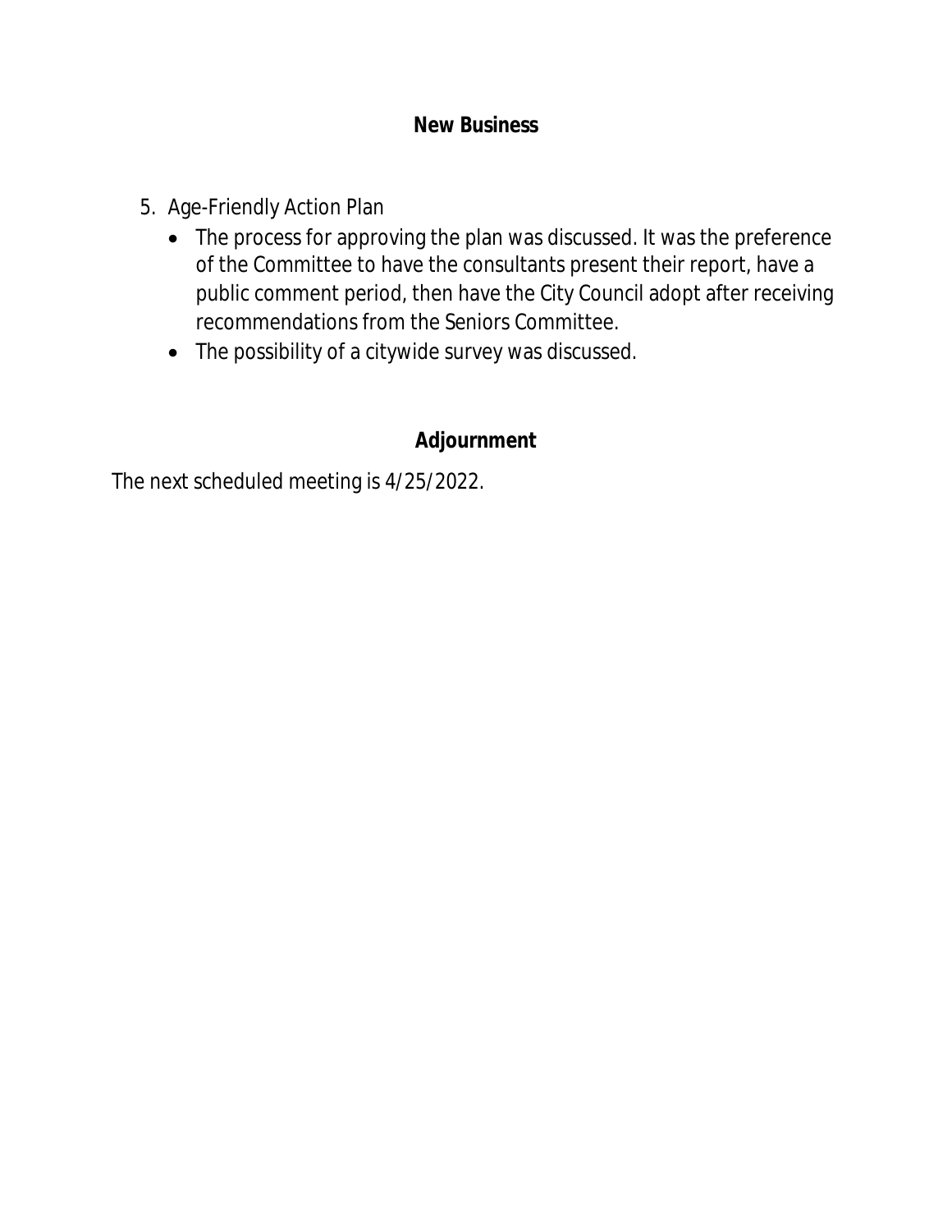## New Business

5. Age-Friendly Action Plan
   - The process for approving the plan was discussed. It was the preference of the Committee to have the consultants present their report, have a public comment period, then have the City Council adopt after receiving recommendations from the Seniors Committee.
   - The possibility of a citywide survey was discussed.

## Adjournment

The next scheduled meeting is 4/25/2022.